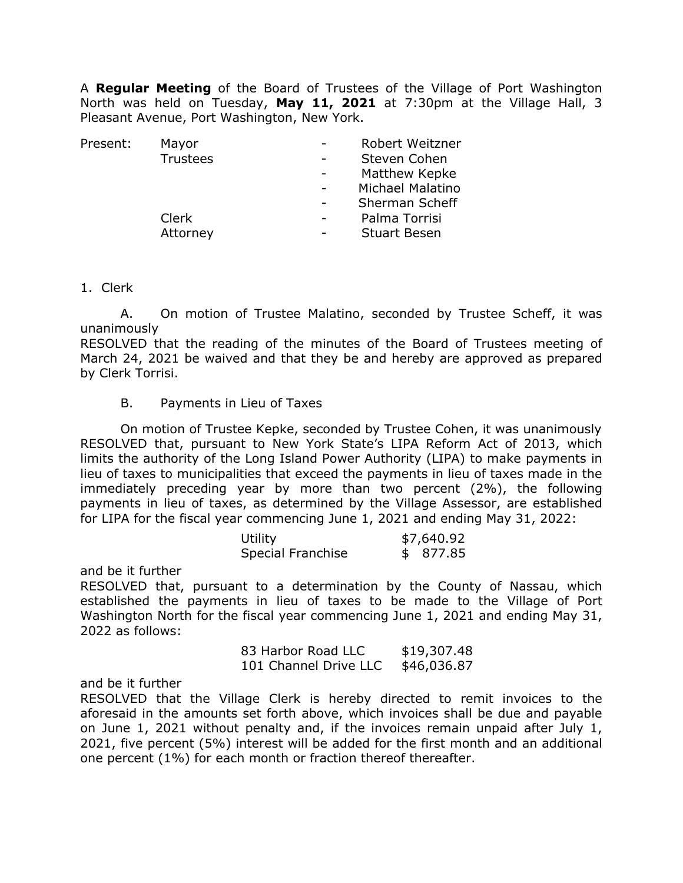A **Regular Meeting** of the Board of Trustees of the Village of Port Washington North was held on Tuesday, **May 11, 2021** at 7:30pm at the Village Hall, 3 Pleasant Avenue, Port Washington, New York.

| Present: | Mayor | - | Robert Weitzner |
|---|---|---|---|
| | Trustees | - | Steven Cohen |
| | | - | Matthew Kepke |
| | | - | Michael Malatino |
| | | - | Sherman Scheff |
| | Clerk | - | Palma Torrisi |
| | Attorney | - | Stuart Besen |

1. Clerk

A. On motion of Trustee Malatino, seconded by Trustee Scheff, it was unanimously
RESOLVED that the reading of the minutes of the Board of Trustees meeting of March 24, 2021 be waived and that they be and hereby are approved as prepared by Clerk Torrisi.

B. Payments in Lieu of Taxes

On motion of Trustee Kepke, seconded by Trustee Cohen, it was unanimously RESOLVED that, pursuant to New York State's LIPA Reform Act of 2013, which limits the authority of the Long Island Power Authority (LIPA) to make payments in lieu of taxes to municipalities that exceed the payments in lieu of taxes made in the immediately preceding year by more than two percent (2%), the following payments in lieu of taxes, as determined by the Village Assessor, are established for LIPA for the fiscal year commencing June 1, 2021 and ending May 31, 2022:

| | |
|---|---|
| Utility | \$7,640.92 |
| Special Franchise | \$ 877.85 |

and be it further
RESOLVED that, pursuant to a determination by the County of Nassau, which established the payments in lieu of taxes to be made to the Village of Port Washington North for the fiscal year commencing June 1, 2021 and ending May 31, 2022 as follows:

| | |
|---|---|
| 83 Harbor Road LLC | \$19,307.48 |
| 101 Channel Drive LLC | \$46,036.87 |

and be it further
RESOLVED that the Village Clerk is hereby directed to remit invoices to the aforesaid in the amounts set forth above, which invoices shall be due and payable on June 1, 2021 without penalty and, if the invoices remain unpaid after July 1, 2021, five percent (5%) interest will be added for the first month and an additional one percent (1%) for each month or fraction thereof thereafter.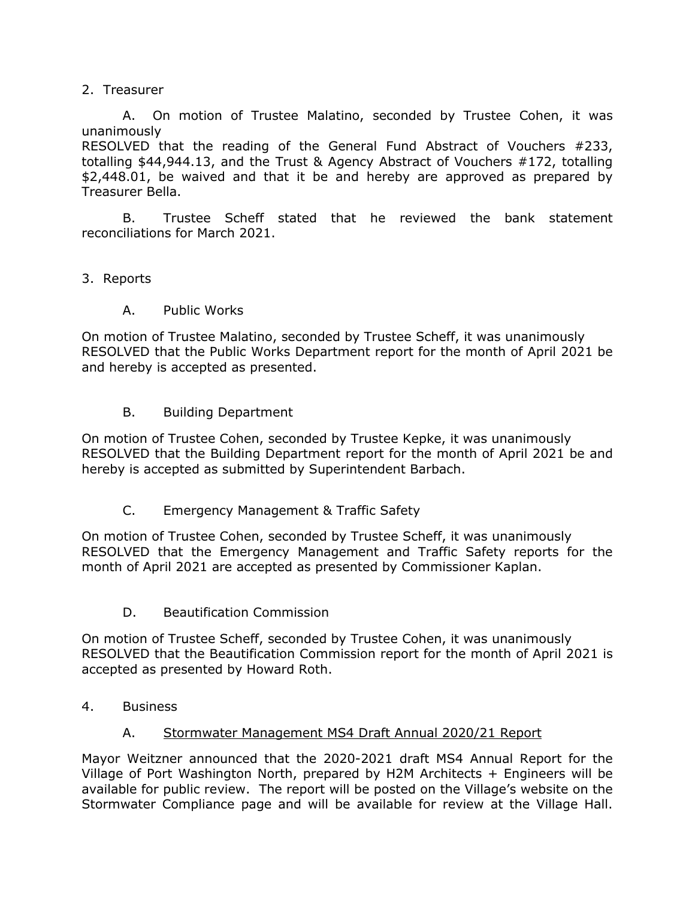2. Treasurer

A. On motion of Trustee Malatino, seconded by Trustee Cohen, it was unanimously
RESOLVED that the reading of the General Fund Abstract of Vouchers #233, totalling $44,944.13, and the Trust & Agency Abstract of Vouchers #172, totalling $2,448.01, be waived and that it be and hereby are approved as prepared by Treasurer Bella.

B. Trustee Scheff stated that he reviewed the bank statement reconciliations for March 2021.

3. Reports

A. Public Works

On motion of Trustee Malatino, seconded by Trustee Scheff, it was unanimously RESOLVED that the Public Works Department report for the month of April 2021 be and hereby is accepted as presented.

B. Building Department

On motion of Trustee Cohen, seconded by Trustee Kepke, it was unanimously RESOLVED that the Building Department report for the month of April 2021 be and hereby is accepted as submitted by Superintendent Barbach.

C. Emergency Management & Traffic Safety

On motion of Trustee Cohen, seconded by Trustee Scheff, it was unanimously RESOLVED that the Emergency Management and Traffic Safety reports for the month of April 2021 are accepted as presented by Commissioner Kaplan.

D. Beautification Commission

On motion of Trustee Scheff, seconded by Trustee Cohen, it was unanimously RESOLVED that the Beautification Commission report for the month of April 2021 is accepted as presented by Howard Roth.

4. Business

A. Stormwater Management MS4 Draft Annual 2020/21 Report

Mayor Weitzner announced that the 2020-2021 draft MS4 Annual Report for the Village of Port Washington North, prepared by H2M Architects + Engineers will be available for public review. The report will be posted on the Village's website on the Stormwater Compliance page and will be available for review at the Village Hall.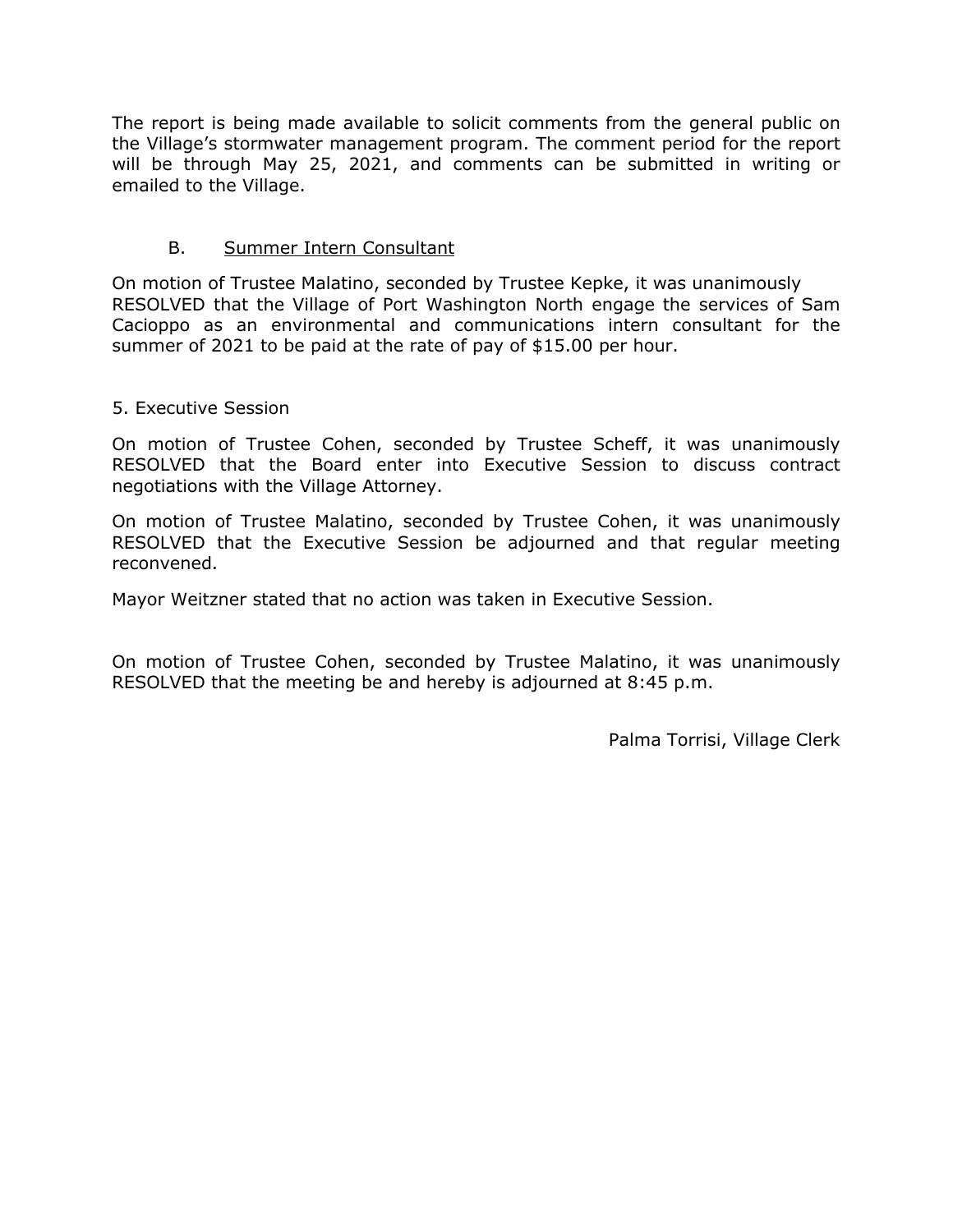The report is being made available to solicit comments from the general public on the Village's stormwater management program. The comment period for the report will be through May 25, 2021, and comments can be submitted in writing or emailed to the Village.

B. <u>Summer Intern Consultant</u>

On motion of Trustee Malatino, seconded by Trustee Kepke, it was unanimously RESOLVED that the Village of Port Washington North engage the services of Sam Cacioppo as an environmental and communications intern consultant for the summer of 2021 to be paid at the rate of pay of $15.00 per hour.

5. Executive Session

On motion of Trustee Cohen, seconded by Trustee Scheff, it was unanimously RESOLVED that the Board enter into Executive Session to discuss contract negotiations with the Village Attorney.

On motion of Trustee Malatino, seconded by Trustee Cohen, it was unanimously RESOLVED that the Executive Session be adjourned and that regular meeting reconvened.

Mayor Weitzner stated that no action was taken in Executive Session.

On motion of Trustee Cohen, seconded by Trustee Malatino, it was unanimously RESOLVED that the meeting be and hereby is adjourned at 8:45 p.m.

Palma Torrisi, Village Clerk